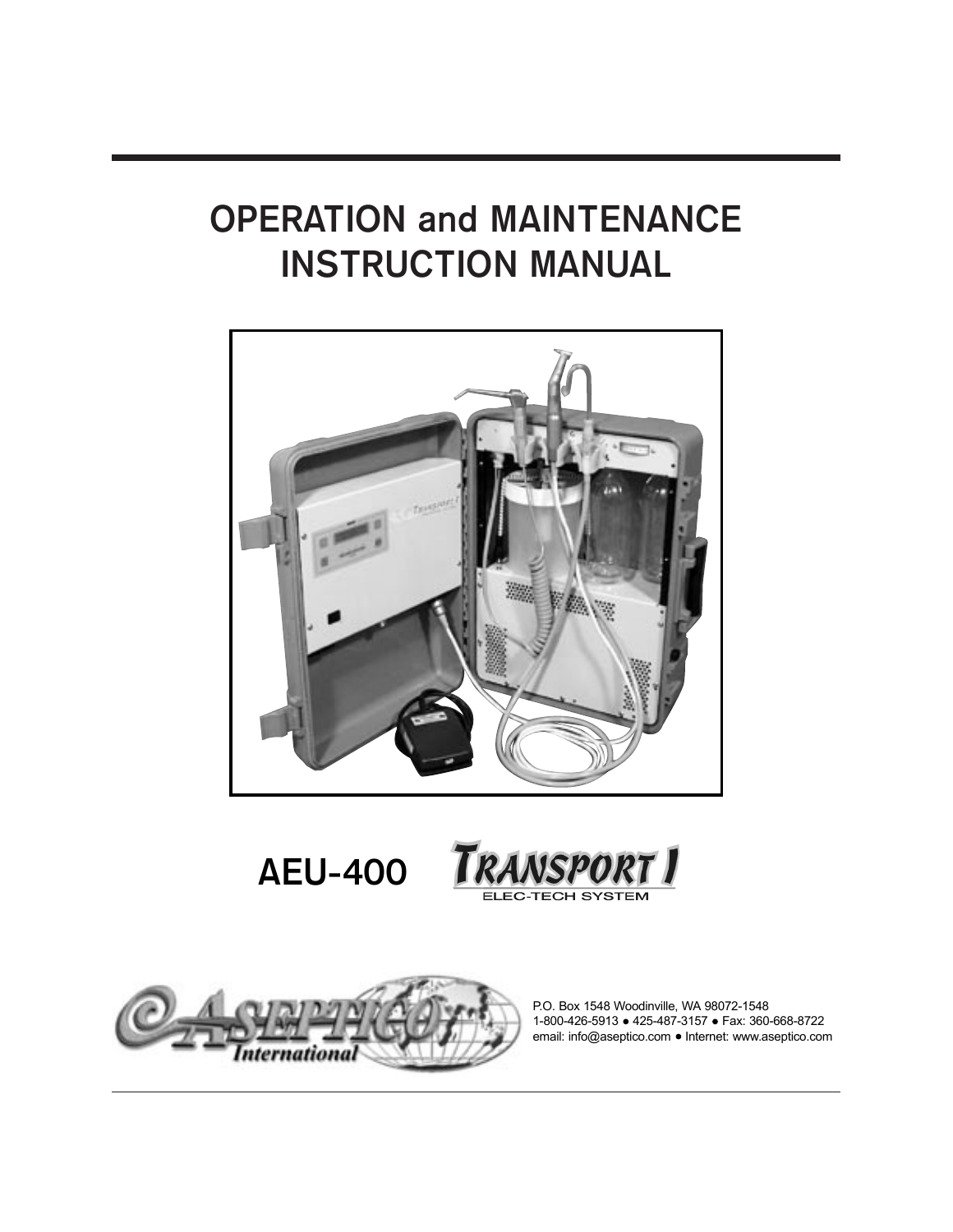# OPERATION and MAINTENANCE INSTRUCTION MANUAL

## AEU-400 TRANSPORT I

ELEC-TECH SYSTEM

ASEPTICO International

P.O. Box 1548 Woodinville, WA 98072-1548
1-800-426-5913 ● 425-487-3157 ● Fax: 360-668-8722
email: info@aseptico.com ● Internet: www.aseptico.com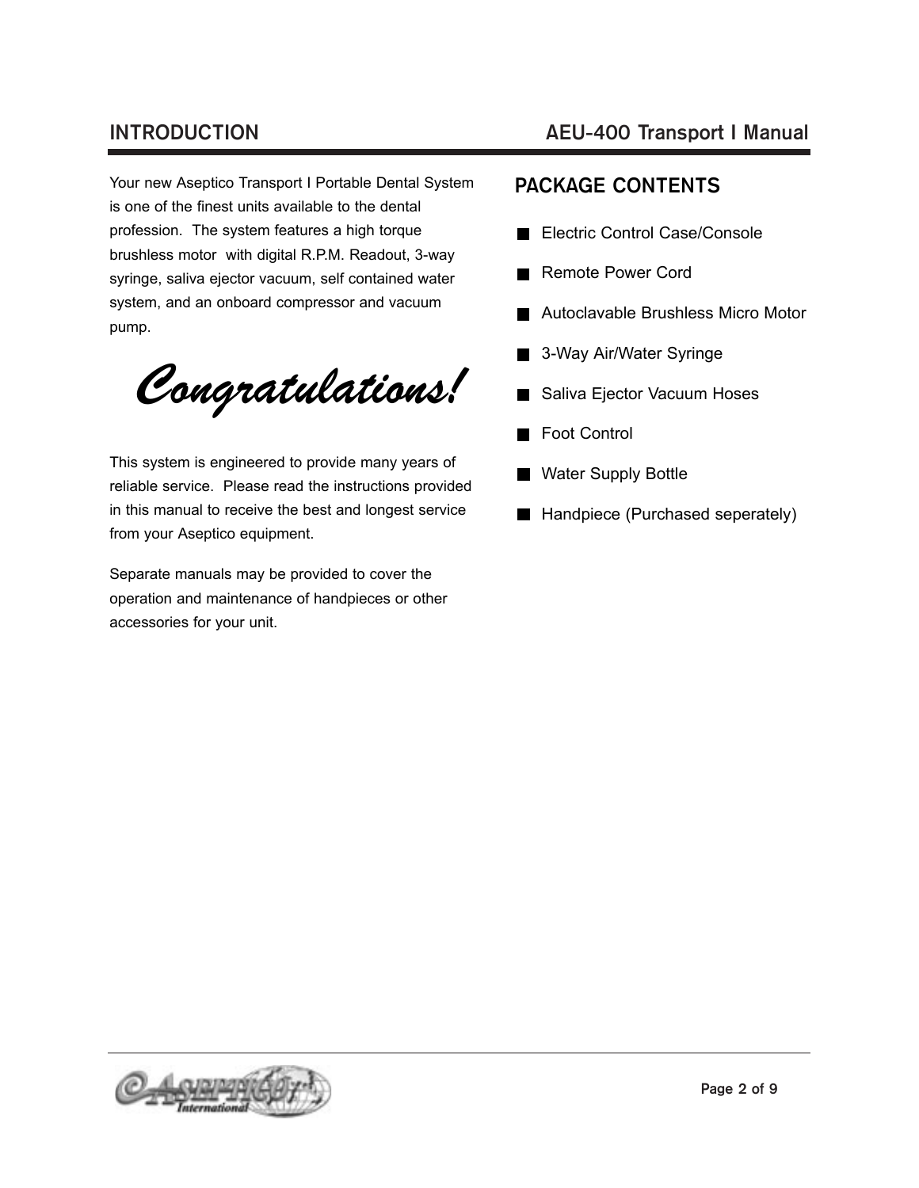# INTRODUCTION

Your new Aseptico Transport I Portable Dental System is one of the finest units available to the dental profession. The system features a high torque brushless motor with digital R.P.M. Readout, 3-way syringe, saliva ejector vacuum, self contained water system, and an onboard compressor and vacuum pump.

*Congratulations!*

This system is engineered to provide many years of reliable service. Please read the instructions provided in this manual to receive the best and longest service from your Aseptico equipment.

Separate manuals may be provided to cover the operation and maintenance of handpieces or other accessories for your unit.

## PACKAGE CONTENTS

- Electric Control Case/Console
- Remote Power Cord
- Autoclavable Brushless Micro Motor
- 3-Way Air/Water Syringe
- Saliva Ejector Vacuum Hoses
- Foot Control
- Water Supply Bottle
- Handpiece (Purchased seperately)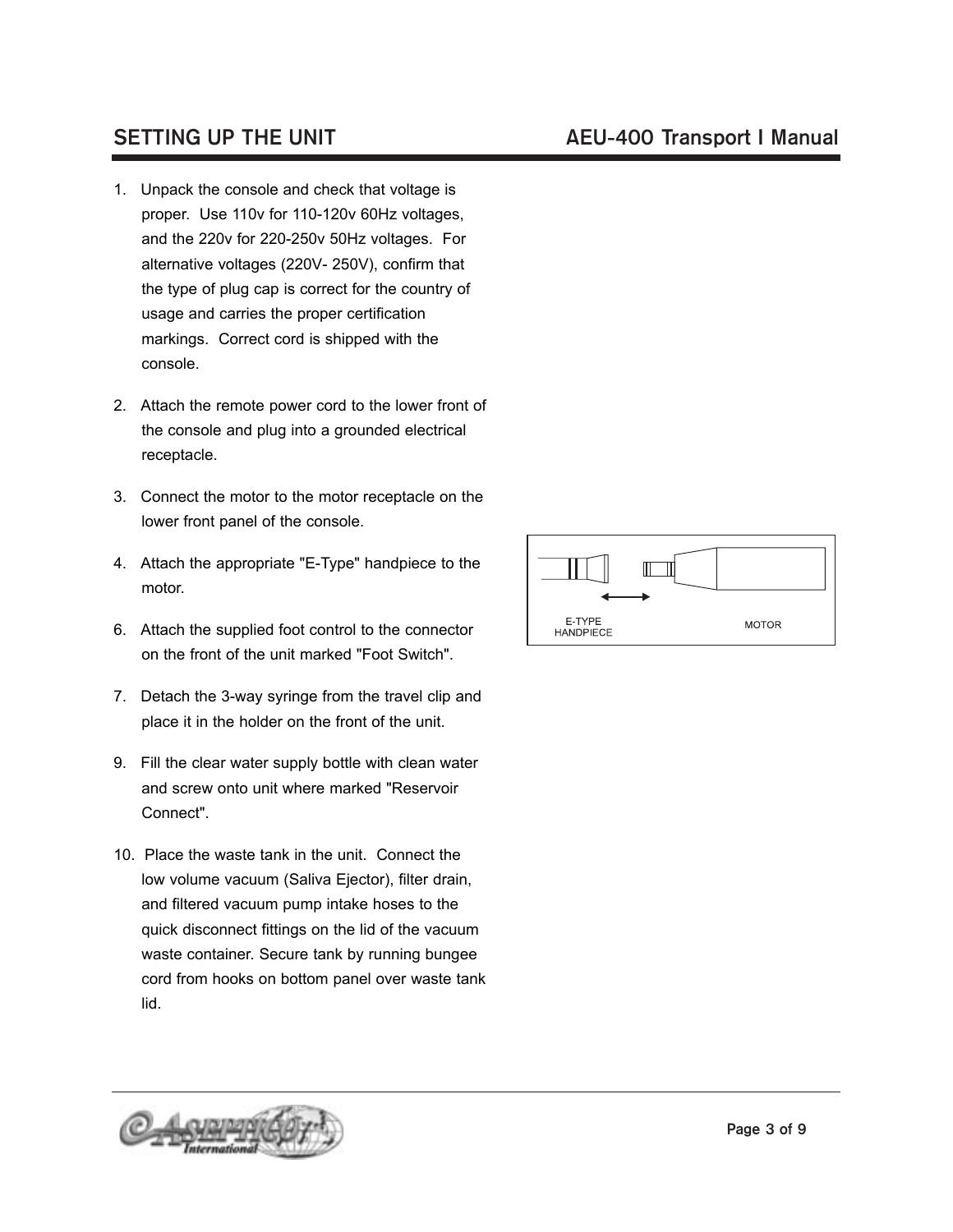## SETTING UP THE UNIT

1. Unpack the console and check that voltage is proper. Use 110v for 110-120v 60Hz voltages, and the 220v for 220-250v 50Hz voltages. For alternative voltages (220V- 250V), confirm that the type of plug cap is correct for the country of usage and carries the proper certification markings. Correct cord is shipped with the console.

2. Attach the remote power cord to the lower front of the console and plug into a grounded electrical receptacle.

3. Connect the motor to the motor receptacle on the lower front panel of the console.

4. Attach the appropriate "E-Type" handpiece to the motor.

6. Attach the supplied foot control to the connector on the front of the unit marked "Foot Switch".

7. Detach the 3-way syringe from the travel clip and place it in the holder on the front of the unit.

9. Fill the clear water supply bottle with clean water and screw onto unit where marked "Reservoir Connect".

10. Place the waste tank in the unit. Connect the low volume vacuum (Saliva Ejector), filter drain, and filtered vacuum pump intake hoses to the quick disconnect fittings on the lid of the vacuum waste container. Secure tank by running bungee cord from hooks on bottom panel over waste tank lid.

E-TYPE HANDPIECE

MOTOR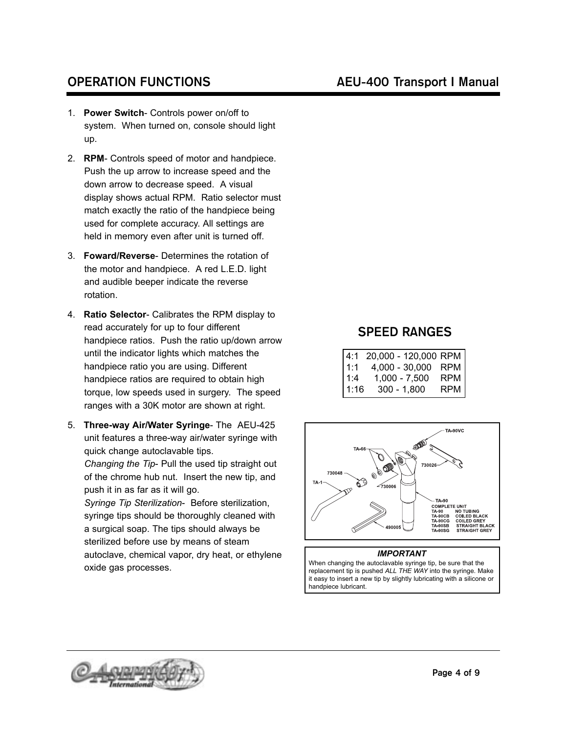## OPERATION FUNCTIONS

1. **Power Switch**- Controls power on/off to system. When turned on, console should light up.

2. **RPM**- Controls speed of motor and handpiece. Push the up arrow to increase speed and the down arrow to decrease speed. A visual display shows actual RPM. Ratio selector must match exactly the ratio of the handpiece being used for complete accuracy. All settings are held in memory even after unit is turned off.

3. **Foward/Reverse**- Determines the rotation of the motor and handpiece. A red L.E.D. light and audible beeper indicate the reverse rotation.

4. **Ratio Selector**- Calibrates the RPM display to read accurately for up to four different handpiece ratios. Push the ratio up/down arrow until the indicator lights which matches the handpiece ratio you are using. Different handpiece ratios are required to obtain high torque, low speeds used in surgery. The speed ranges with a 30K motor are shown at right.

5. **Three-way Air/Water Syringe**- The AEU-425 unit features a three-way air/water syringe with quick change autoclavable tips.
   *Changing the Tip*- Pull the used tip straight out of the chrome hub nut. Insert the new tip, and push it in as far as it will go.
   *Syringe Tip Sterilization*- Before sterilization, syringe tips should be thoroughly cleaned with a surgical soap. The tips should always be sterilized before use by means of steam autoclave, chemical vapor, dry heat, or ethylene oxide gas processes.

## SPEED RANGES

| Ratio | Range | Unit |
|---|---|---|
| 4:1 | 20,000 - 120,000 | RPM |
| 1:1 | 4,000 - 30,000 | RPM |
| 1:4 | 1,000 - 7,500 | RPM |
| 1:16 | 300 - 1,800 | RPM |

TA-90VC
TA-66
730026
730048
TA-1
730006
TA-90
COMPLETE UNIT
TA-90 NO TUBING
TA-90CB COILED BLACK
TA-90CG COILED GREY
TA-90SB STRAIGHT BLACK
TA-90SG STRAIGHT GREY
490005

***IMPORTANT***

When changing the autoclavable syringe tip, be sure that the replacement tip is pushed *ALL THE WAY* into the syringe. Make it easy to insert a new tip by slightly lubricating with a silicone or handpiece lubricant.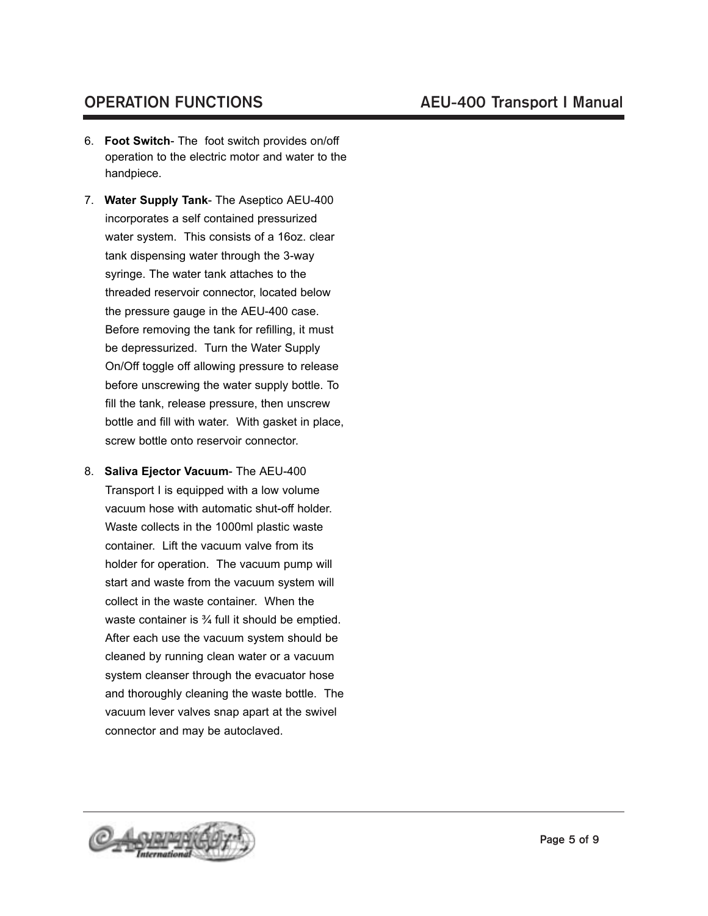6. **Foot Switch**- The foot switch provides on/off operation to the electric motor and water to the handpiece.

7. **Water Supply Tank**- The Aseptico AEU-400 incorporates a self contained pressurized water system. This consists of a 16oz. clear tank dispensing water through the 3-way syringe. The water tank attaches to the threaded reservoir connector, located below the pressure gauge in the AEU-400 case. Before removing the tank for refilling, it must be depressurized. Turn the Water Supply On/Off toggle off allowing pressure to release before unscrewing the water supply bottle. To fill the tank, release pressure, then unscrew bottle and fill with water. With gasket in place, screw bottle onto reservoir connector.

8. **Saliva Ejector Vacuum**- The AEU-400 Transport I is equipped with a low volume vacuum hose with automatic shut-off holder. Waste collects in the 1000ml plastic waste container. Lift the vacuum valve from its holder for operation. The vacuum pump will start and waste from the vacuum system will collect in the waste container. When the waste container is ¾ full it should be emptied. After each use the vacuum system should be cleaned by running clean water or a vacuum system cleanser through the evacuator hose and thoroughly cleaning the waste bottle. The vacuum lever valves snap apart at the swivel connector and may be autoclaved.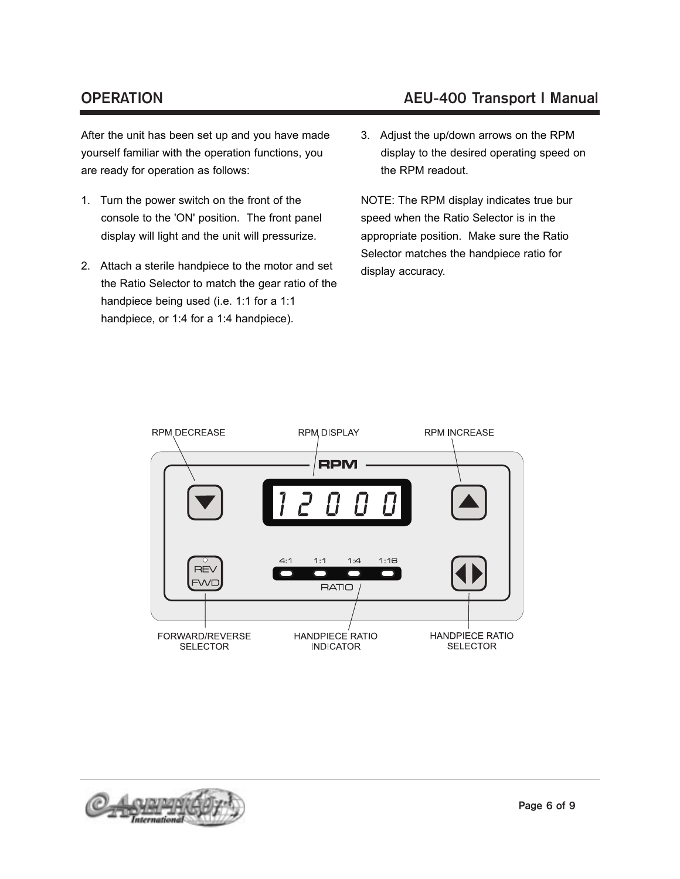## OPERATION

After the unit has been set up and you have made yourself familiar with the operation functions, you are ready for operation as follows:

1. Turn the power switch on the front of the console to the 'ON' position. The front panel display will light and the unit will pressurize.
2. Attach a sterile handpiece to the motor and set the Ratio Selector to match the gear ratio of the handpiece being used (i.e. 1:1 for a 1:1 handpiece, or 1:4 for a 1:4 handpiece).
3. Adjust the up/down arrows on the RPM display to the desired operating speed on the RPM readout.

NOTE: The RPM display indicates true bur speed when the Ratio Selector is in the appropriate position. Make sure the Ratio Selector matches the handpiece ratio for display accuracy.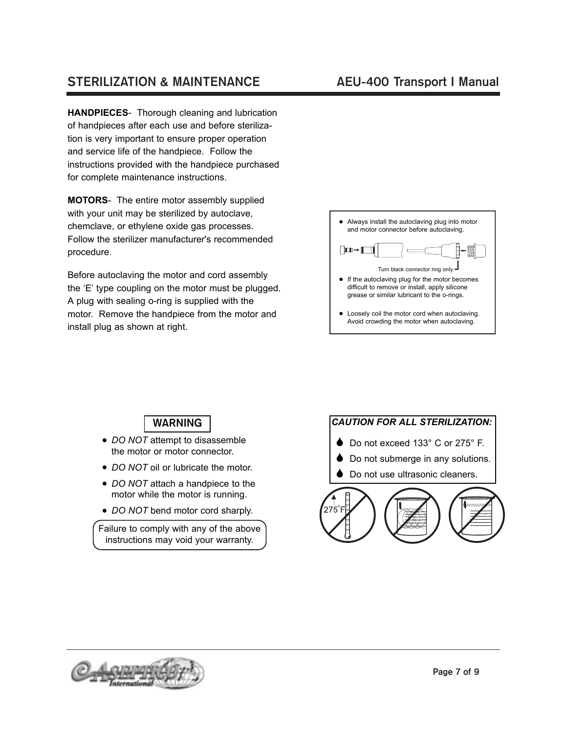## STERILIZATION & MAINTENANCE

**HANDPIECES**- Thorough cleaning and lubrication of handpieces after each use and before sterilization is very important to ensure proper operation and service life of the handpiece. Follow the instructions provided with the handpiece purchased for complete maintenance instructions.

**MOTORS**- The entire motor assembly supplied with your unit may be sterilized by autoclave, chemclave, or ethylene oxide gas processes. Follow the sterilizer manufacturer's recommended procedure.

Before autoclaving the motor and cord assembly the 'E' type coupling on the motor must be plugged. A plug with sealing o-ring is supplied with the motor. Remove the handpiece from the motor and install plug as shown at right.

- Always install the autoclaving plug into motor and motor connector before autoclaving.

Turn black connector ring only.

- If the autoclaving plug for the motor becomes difficult to remove or install, apply silicone grease or similar lubricant to the o-rings.
- Loosely coil the motor cord when autoclaving. Avoid crowding the motor when autoclaving.

### WARNING

- *DO NOT* attempt to disassemble the motor or motor connector.
- *DO NOT* oil or lubricate the motor.
- *DO NOT* attach a handpiece to the motor while the motor is running.
- *DO NOT* bend motor cord sharply.

Failure to comply with any of the above instructions may void your warranty.

***CAUTION FOR ALL STERILIZATION:***

- Do not exceed 133° C or 275° F.
- Do not submerge in any solutions.
- Do not use ultrasonic cleaners.

275°F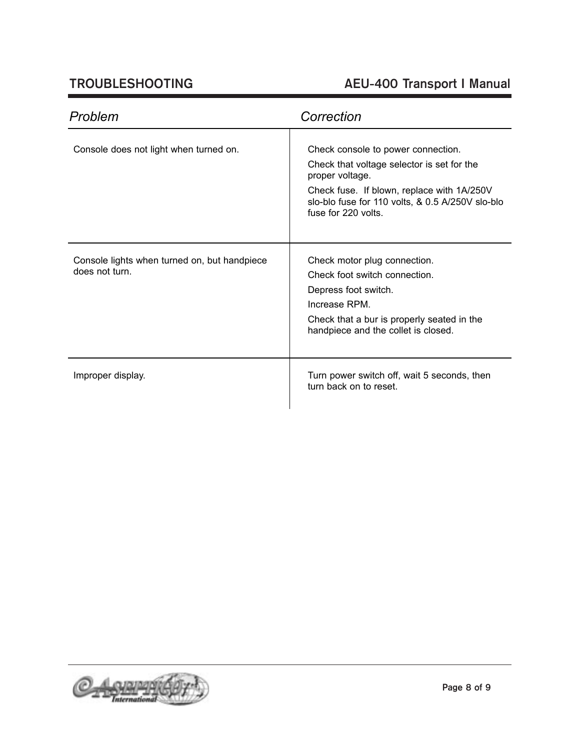## TROUBLESHOOTING

| *Problem* | *Correction* |
| --- | --- |
| Console does not light when turned on. | Check console to power connection.<br>Check that voltage selector is set for the proper voltage.<br>Check fuse. If blown, replace with 1A/250V slo-blo fuse for 110 volts, & 0.5 A/250V slo-blo fuse for 220 volts. |
| Console lights when turned on, but handpiece does not turn. | Check motor plug connection.<br>Check foot switch connection.<br>Depress foot switch.<br>Increase RPM.<br>Check that a bur is properly seated in the handpiece and the collet is closed. |
| Improper display. | Turn power switch off, wait 5 seconds, then turn back on to reset. |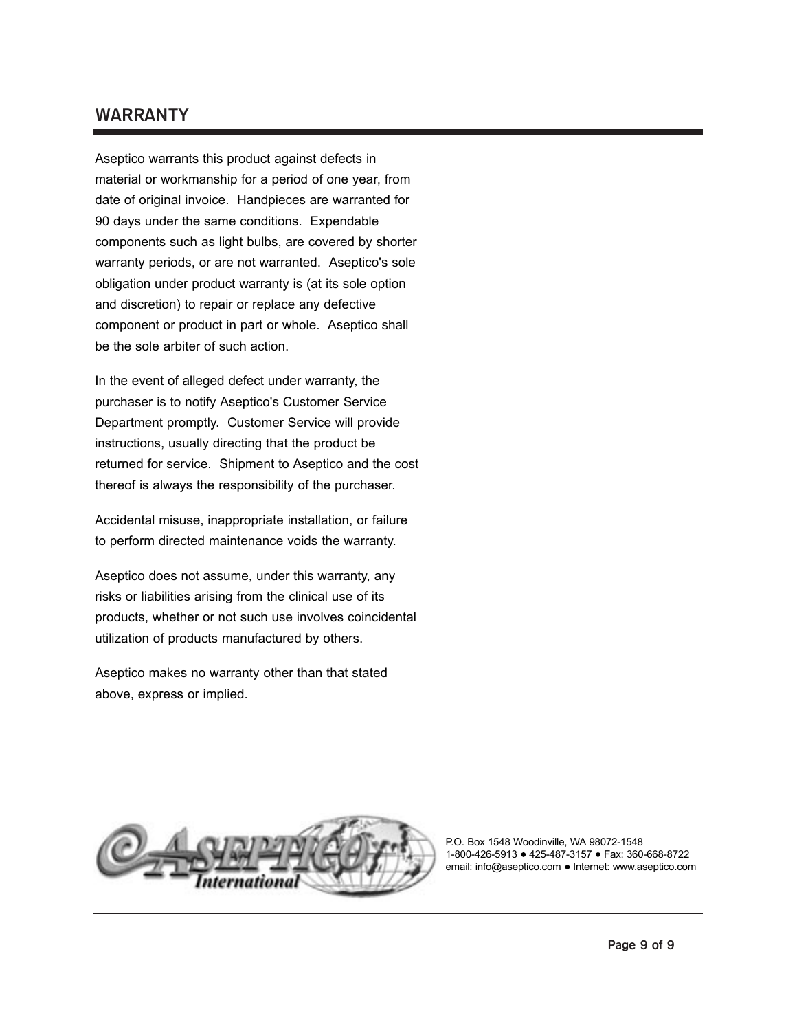## WARRANTY

Aseptico warrants this product against defects in material or workmanship for a period of one year, from date of original invoice. Handpieces are warranted for 90 days under the same conditions. Expendable components such as light bulbs, are covered by shorter warranty periods, or are not warranted. Aseptico's sole obligation under product warranty is (at its sole option and discretion) to repair or replace any defective component or product in part or whole. Aseptico shall be the sole arbiter of such action.

In the event of alleged defect under warranty, the purchaser is to notify Aseptico's Customer Service Department promptly. Customer Service will provide instructions, usually directing that the product be returned for service. Shipment to Aseptico and the cost thereof is always the responsibility of the purchaser.

Accidental misuse, inappropriate installation, or failure to perform directed maintenance voids the warranty.

Aseptico does not assume, under this warranty, any risks or liabilities arising from the clinical use of its products, whether or not such use involves coincidental utilization of products manufactured by others.

Aseptico makes no warranty other than that stated above, express or implied.

Aseptico International

P.O. Box 1548 Woodinville, WA 98072-1548
1-800-426-5913 ● 425-487-3157 ● Fax: 360-668-8722
email: info@aseptico.com ● Internet: www.aseptico.com